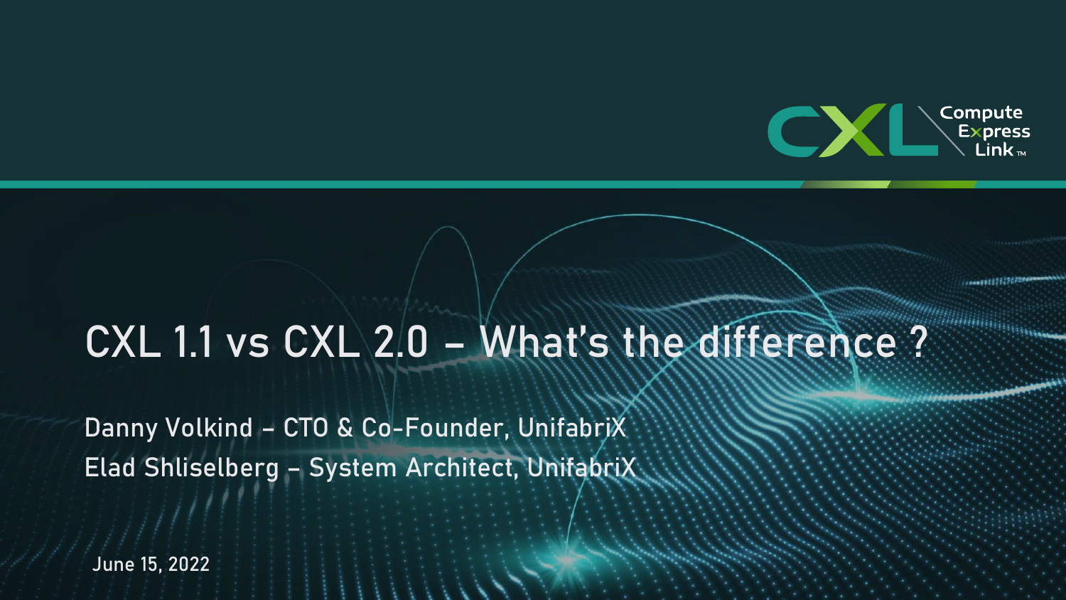# CXL 1.1 vs CXL 2.0 – What's the difference ?

Danny Volkind – CTO & Co-Founder, UnifabriX

Elad Shliselberg – System Architect, UnifabriX

June 15, 2022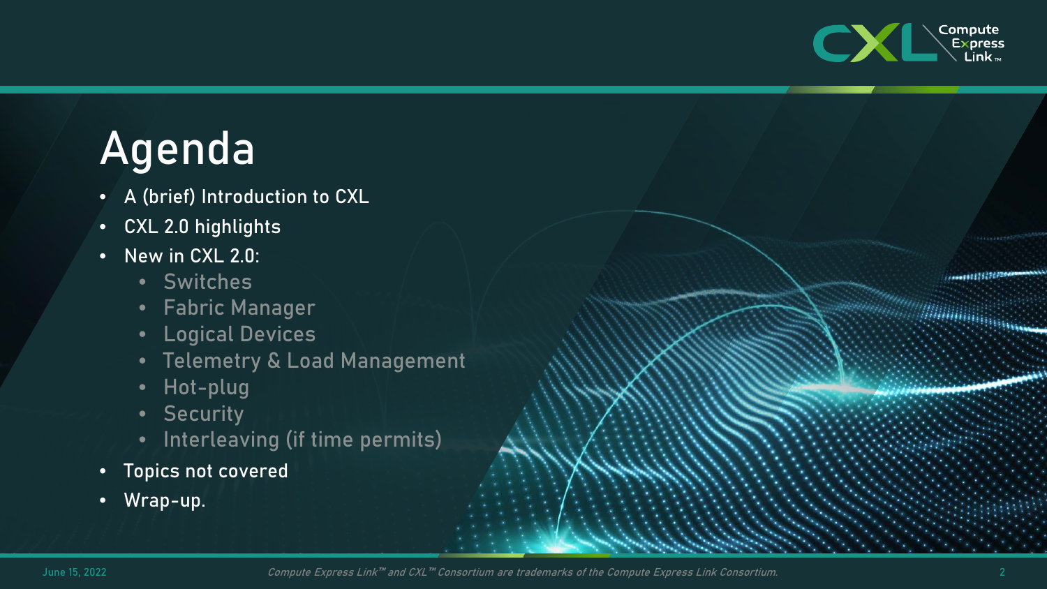# Agenda

- A (brief) Introduction to CXL
- CXL 2.0 highlights
- New in CXL 2.0:
  - Switches
  - Fabric Manager
  - Logical Devices
  - Telemetry & Load Management
  - Hot-plug
  - Security
  - Interleaving (if time permits)
- Topics not covered
- Wrap-up.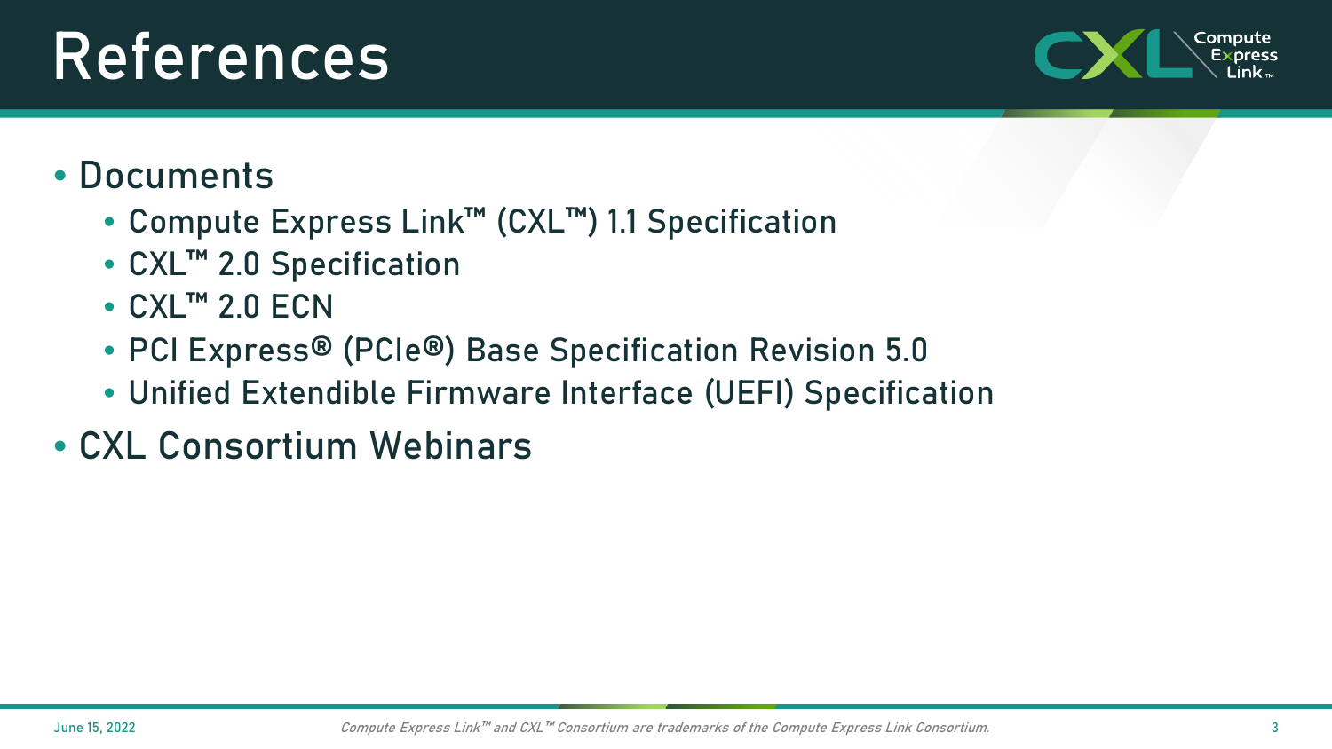# References

- Documents
  - Compute Express Link™ (CXL™) 1.1 Specification
  - CXL™ 2.0 Specification
  - CXL™ 2.0 ECN
  - PCI Express® (PCIe®) Base Specification Revision 5.0
  - Unified Extendible Firmware Interface (UEFI) Specification
- CXL Consortium Webinars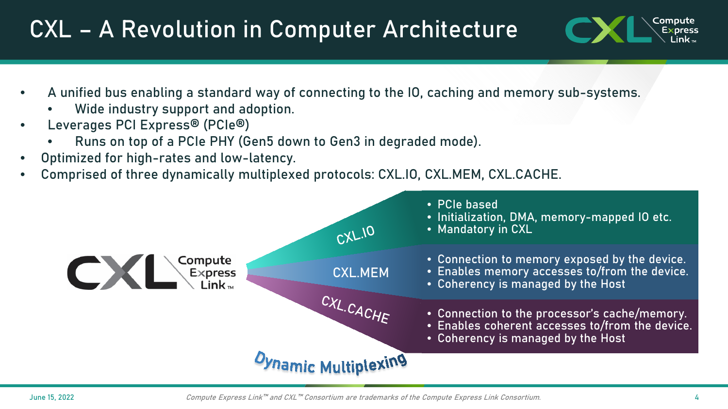# CXL – A Revolution in Computer Architecture

- A unified bus enabling a standard way of connecting to the IO, caching and memory sub-systems.
  - Wide industry support and adoption.
- Leverages PCI Express® (PCIe®)
  - Runs on top of a PCIe PHY (Gen5 down to Gen3 in degraded mode).
- Optimized for high-rates and low-latency.
- Comprised of three dynamically multiplexed protocols: CXL.IO, CXL.MEM, CXL.CACHE.

**CXL.IO**
- PCIe based
- Initialization, DMA, memory-mapped IO etc.
- Mandatory in CXL

**CXL.MEM**
- Connection to memory exposed by the device.
- Enables memory accesses to/from the device.
- Coherency is managed by the Host

**CXL.CACHE**
- Connection to the processor's cache/memory.
- Enables coherent accesses to/from the device.
- Coherency is managed by the Host

Dynamic Multiplexing

June 15, 2022

*Compute Express Link™ and CXL™ Consortium are trademarks of the Compute Express Link Consortium.*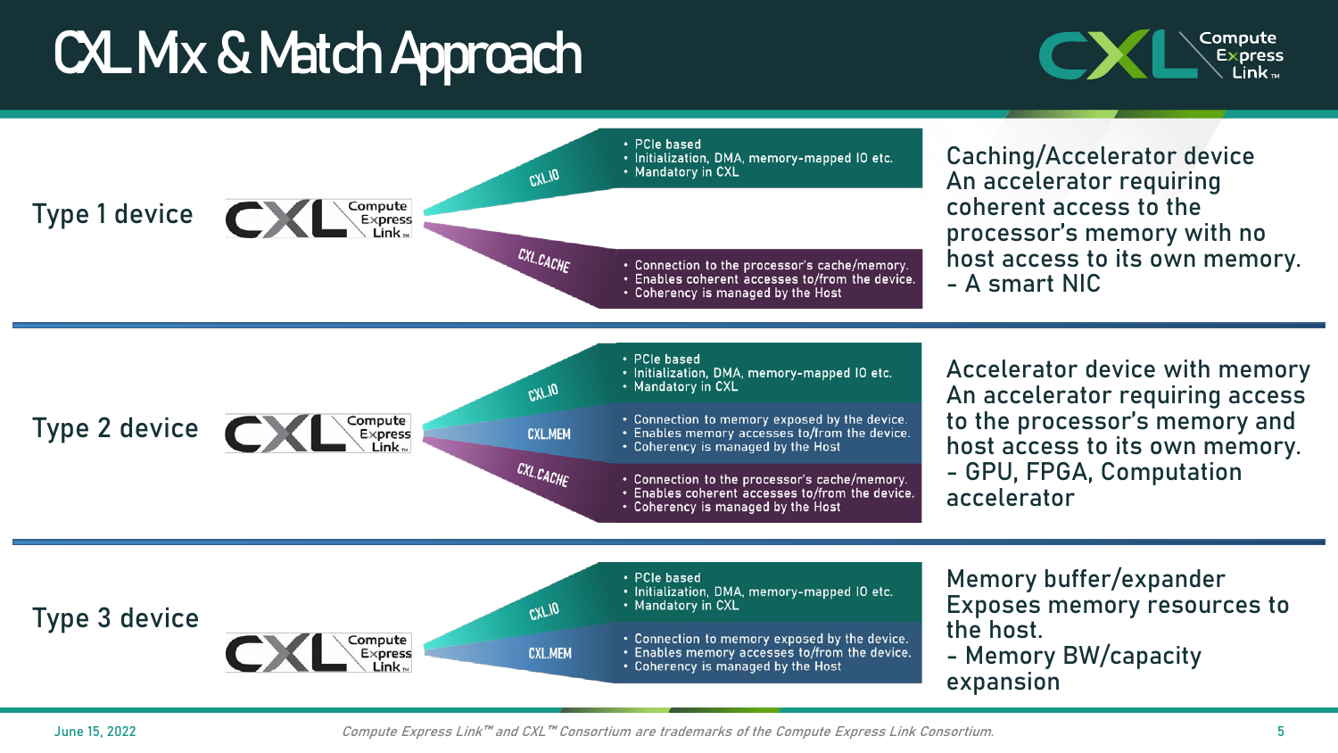# CXL Mix & Match Approach

## Type 1 device

**CXL.IO**
- PCIe based
- Initialization, DMA, memory-mapped IO etc.
- Mandatory in CXL

**CXL.CACHE**
- Connection to the processor's cache/memory.
- Enables coherent accesses to/from the device.
- Coherency is managed by the Host

Caching/Accelerator device
An accelerator requiring coherent access to the processor's memory with no host access to its own memory.
- A smart NIC

## Type 2 device

**CXL.IO**
- PCIe based
- Initialization, DMA, memory-mapped IO etc.
- Mandatory in CXL

**CXL.MEM**
- Connection to memory exposed by the device.
- Enables memory accesses to/from the device.
- Coherency is managed by the Host

**CXL.CACHE**
- Connection to the processor's cache/memory.
- Enables coherent accesses to/from the device.
- Coherency is managed by the Host

Accelerator device with memory
An accelerator requiring access to the processor's memory and host access to its own memory.
- GPU, FPGA, Computation accelerator

## Type 3 device

**CXL.IO**
- PCIe based
- Initialization, DMA, memory-mapped IO etc.
- Mandatory in CXL

**CXL.MEM**
- Connection to memory exposed by the device.
- Enables memory accesses to/from the device.
- Coherency is managed by the Host

Memory buffer/expander
Exposes memory resources to the host.
- Memory BW/capacity expansion

June 15, 2022

*Compute Express Link™ and CXL™ Consortium are trademarks of the Compute Express Link Consortium.*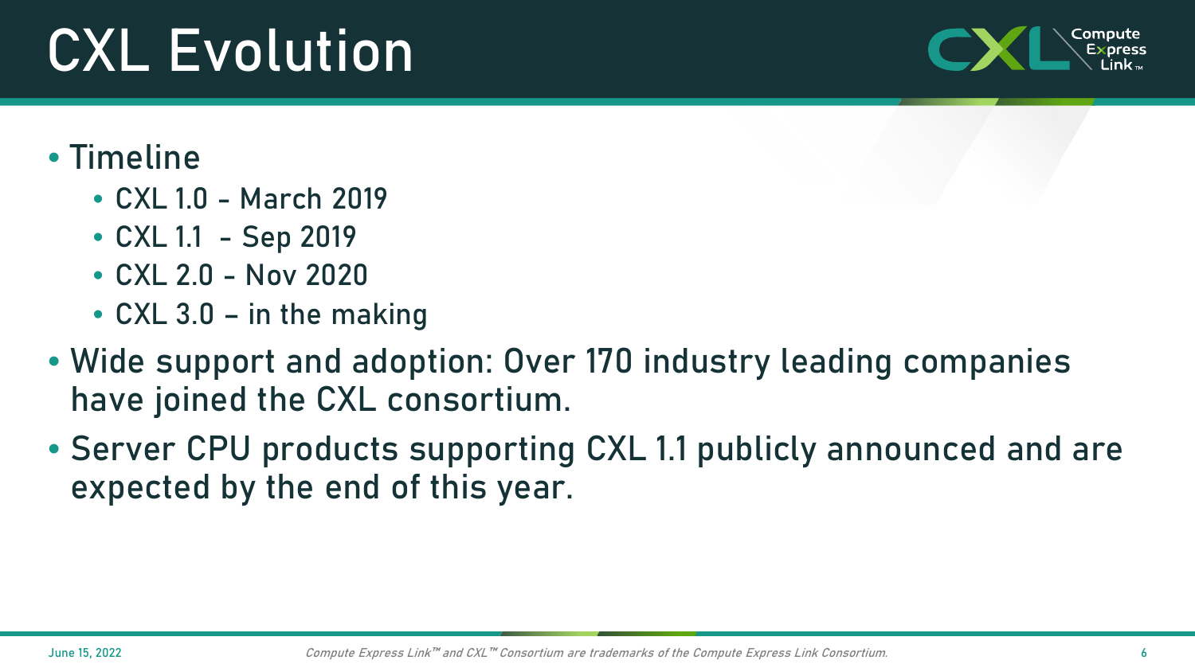# CXL Evolution

- Timeline
  - CXL 1.0 - March 2019
  - CXL 1.1 - Sep 2019
  - CXL 2.0 - Nov 2020
  - CXL 3.0 – in the making
- Wide support and adoption: Over 170 industry leading companies have joined the CXL consortium.
- Server CPU products supporting CXL 1.1 publicly announced and are expected by the end of this year.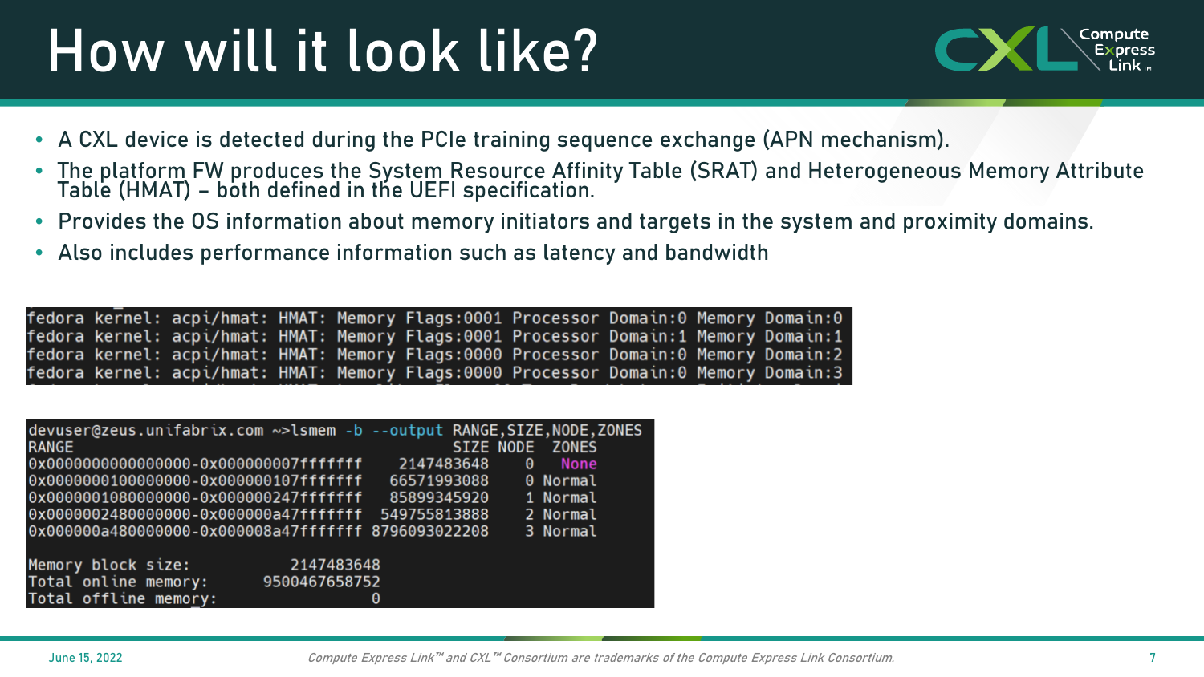# How will it look like?

- A CXL device is detected during the PCIe training sequence exchange (APN mechanism).
- The platform FW produces the System Resource Affinity Table (SRAT) and Heterogeneous Memory Attribute Table (HMAT) – both defined in the UEFI specification.
- Provides the OS information about memory initiators and targets in the system and proximity domains.
- Also includes performance information such as latency and bandwidth

```
fedora kernel: acpi/hmat: HMAT: Memory Flags:0001 Processor Domain:0 Memory Domain:0
fedora kernel: acpi/hmat: HMAT: Memory Flags:0001 Processor Domain:1 Memory Domain:1
fedora kernel: acpi/hmat: HMAT: Memory Flags:0000 Processor Domain:0 Memory Domain:2
fedora kernel: acpi/hmat: HMAT: Memory Flags:0000 Processor Domain:0 Memory Domain:3
```

```
devuser@zeus.unifabrix.com ~>lsmem -b --output RANGE,SIZE,NODE,ZONES
RANGE                                            SIZE NODE  ZONES
0x0000000000000000-0x000000007fffffff      2147483648    0   None
0x0000000100000000-0x000000107fffffff     66571993088    0 Normal
0x0000001080000000-0x000000247fffffff     85899345920    1 Normal
0x0000002480000000-0x000000a47fffffff    549755813888    2 Normal
0x000000a480000000-0x000008a47fffffff   8796093022208    3 Normal

Memory block size:         2147483648
Total online memory:    9500467658752
Total offline memory:               0
```

*Compute Express Link™ and CXL™ Consortium are trademarks of the Compute Express Link Consortium.*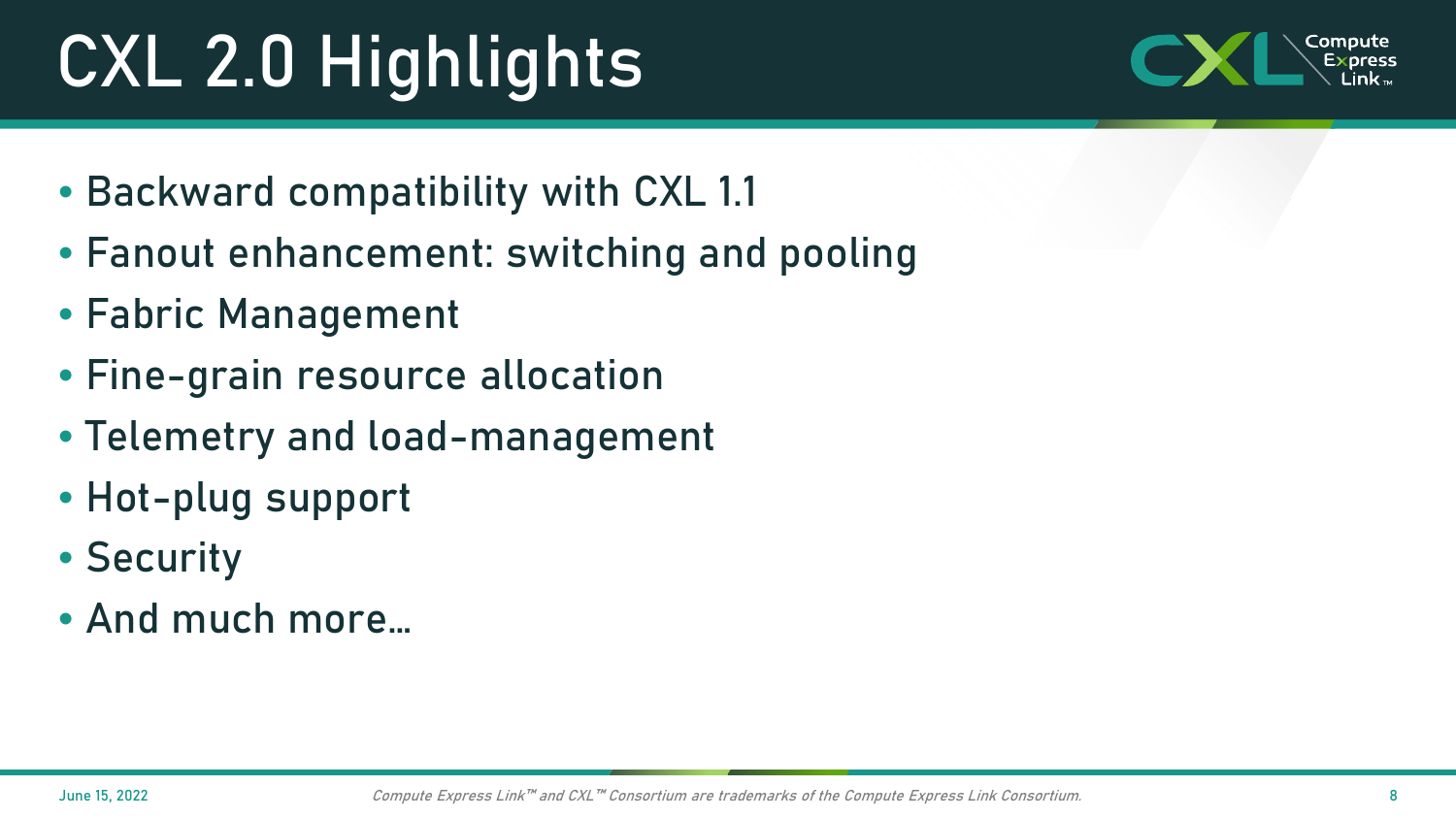# CXL 2.0 Highlights

- Backward compatibility with CXL 1.1
- Fanout enhancement: switching and pooling
- Fabric Management
- Fine-grain resource allocation
- Telemetry and load-management
- Hot-plug support
- Security
- And much more…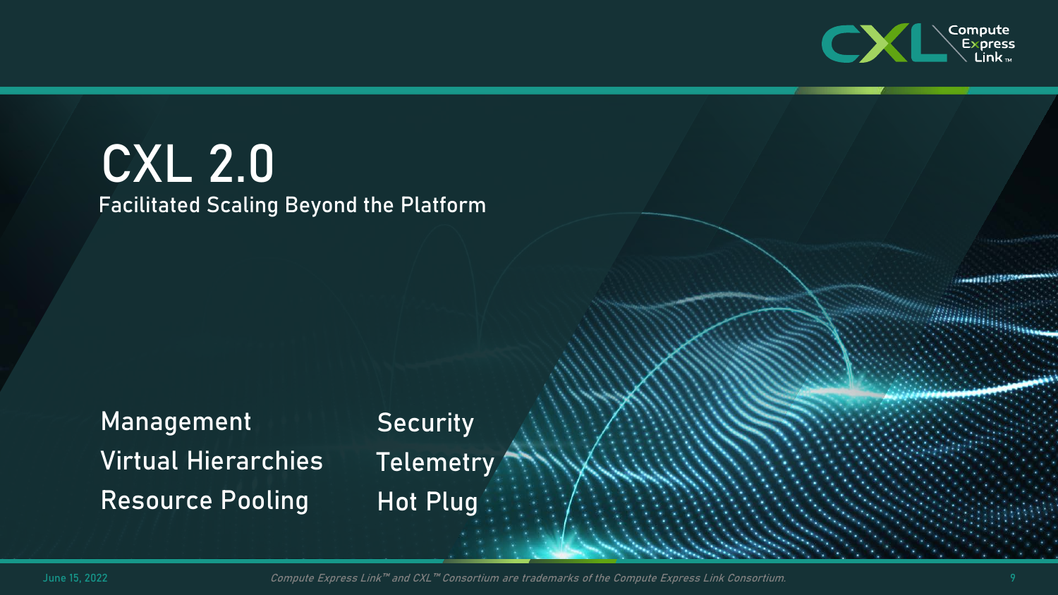# CXL 2.0

## Facilitated Scaling Beyond the Platform

- Management
- Virtual Hierarchies
- Resource Pooling
- Security
- Telemetry
- Hot Plug

*Compute Express Link™ and CXL™ Consortium are trademarks of the Compute Express Link Consortium.*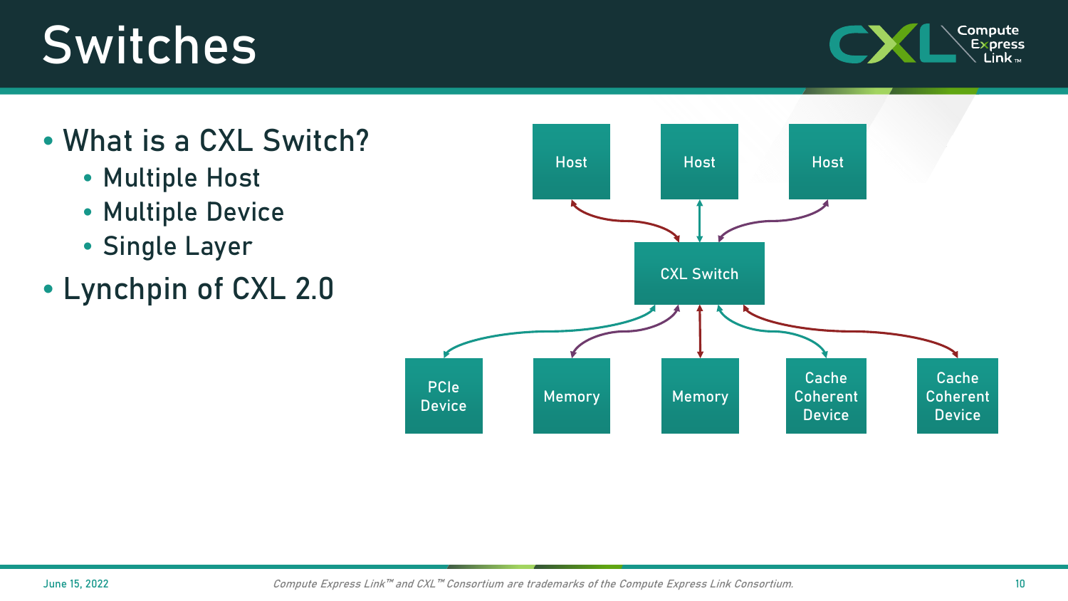# Switches

- What is a CXL Switch?
  - Multiple Host
  - Multiple Device
  - Single Layer
- Lynchpin of CXL 2.0

Host | Host | Host

CXL Switch

PCIe Device | Memory | Memory | Cache Coherent Device | Cache Coherent Device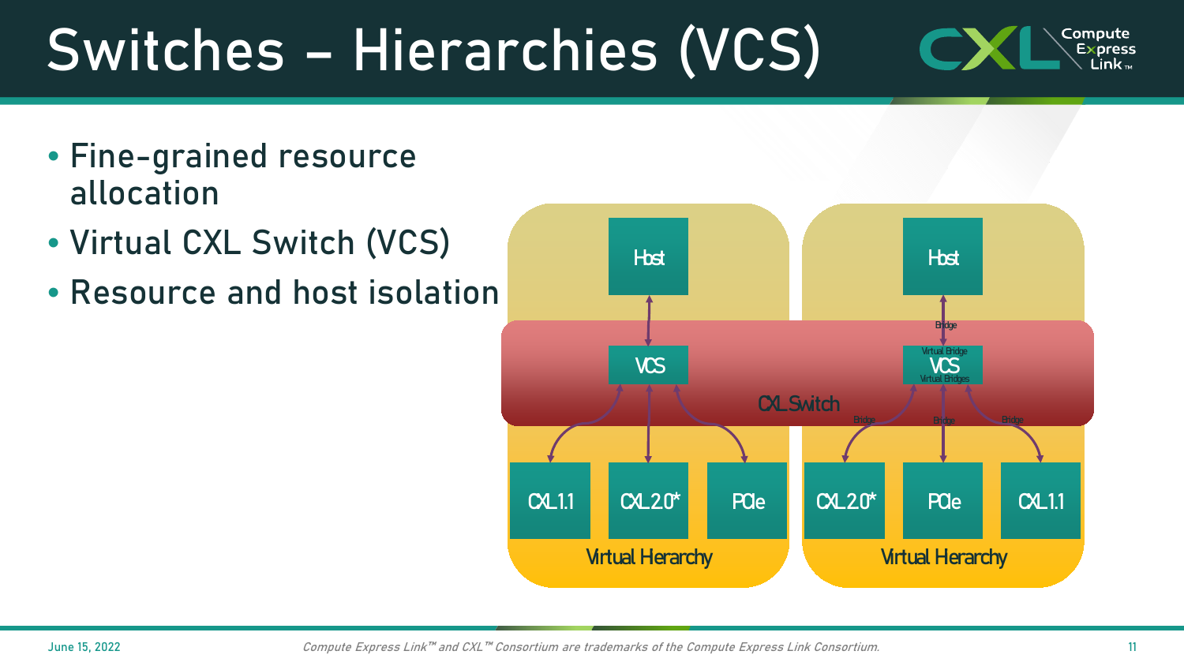# Switches – Hierarchies (VCS)

- Fine-grained resource allocation
- Virtual CXL Switch (VCS)
- Resource and host isolation

Host

VCS

CXL 1.1 | CXL 2.0* | PCIe

Virtual Hierarchy

Host

Bridge

Virtual Bridge

VCS

Virtual Bridges

CXL Switch

Bridge | Bridge | Bridge

CXL 2.0* | PCIe | CXL 1.1

Virtual Hierarchy

Compute Express Link™ and CXL™ Consortium are trademarks of the Compute Express Link Consortium.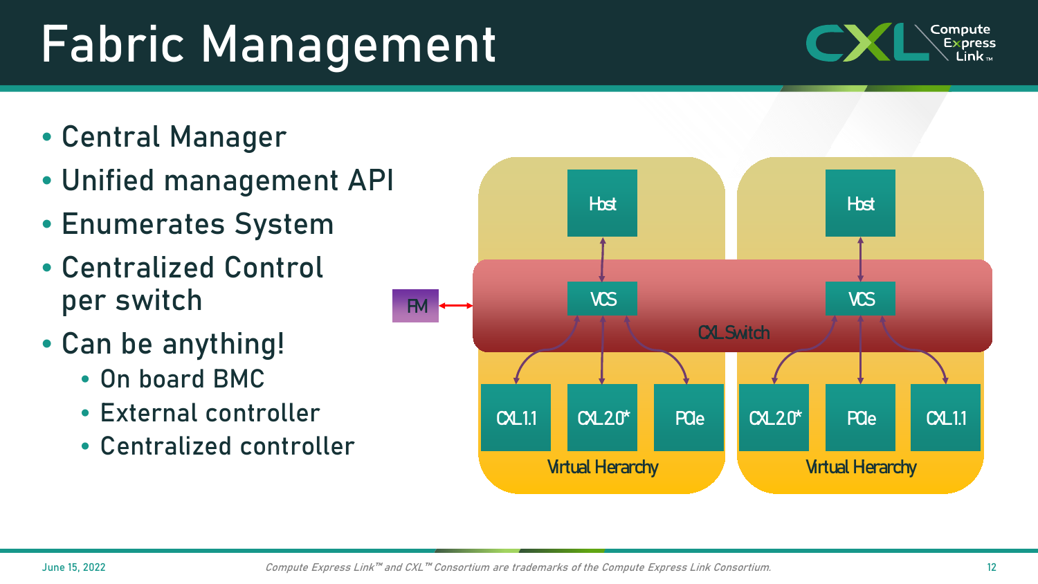# Fabric Management

- Central Manager
- Unified management API
- Enumerates System
- Centralized Control per switch
- Can be anything!
  - On board BMC
  - External controller
  - Centralized controller

FM

CXL Switch

Host

VCS

CXL1.1

CXL2.0*

PCIe

Virtual Hierarchy

Host

VCS

CXL2.0*

PCIe

CXL1.1

Virtual Hierarchy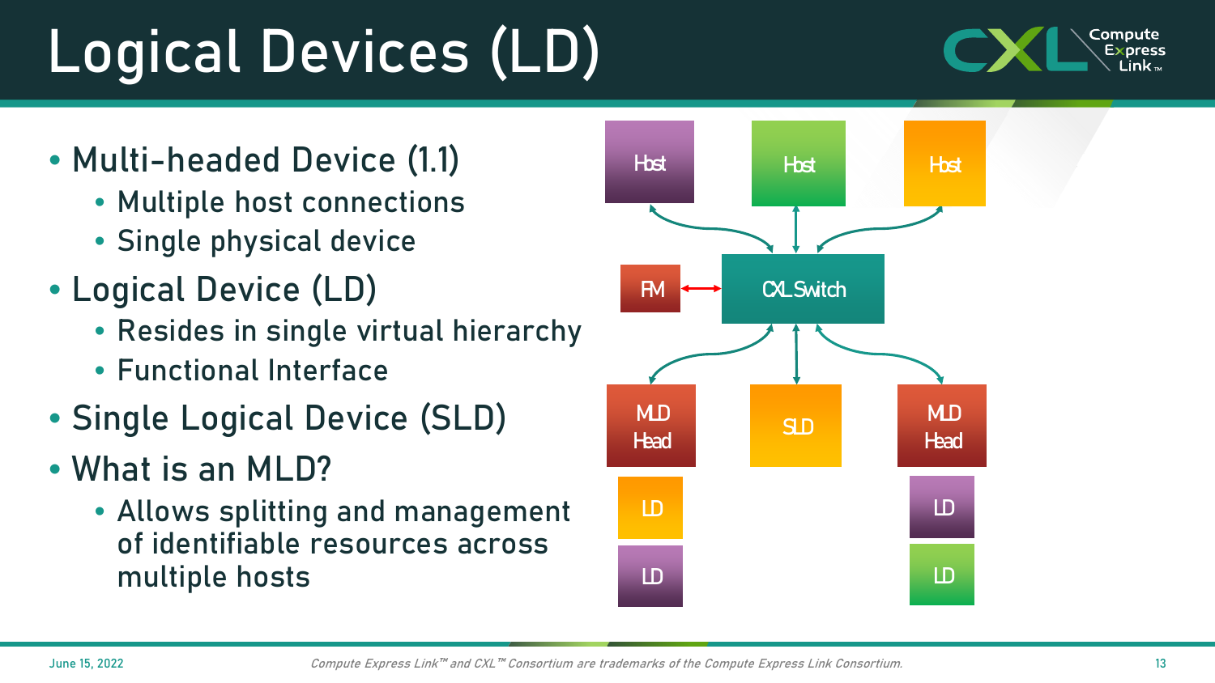# Logical Devices (LD)

- Multi-headed Device (1.1)
  - Multiple host connections
  - Single physical device
- Logical Device (LD)
  - Resides in single virtual hierarchy
  - Functional Interface
- Single Logical Device (SLD)
- What is an MLD?
  - Allows splitting and management of identifiable resources across multiple hosts

Host | Host | Host

FM ↔ CXL Switch

MLD Head | SLD | MLD Head

LD | | LD

LD | | LD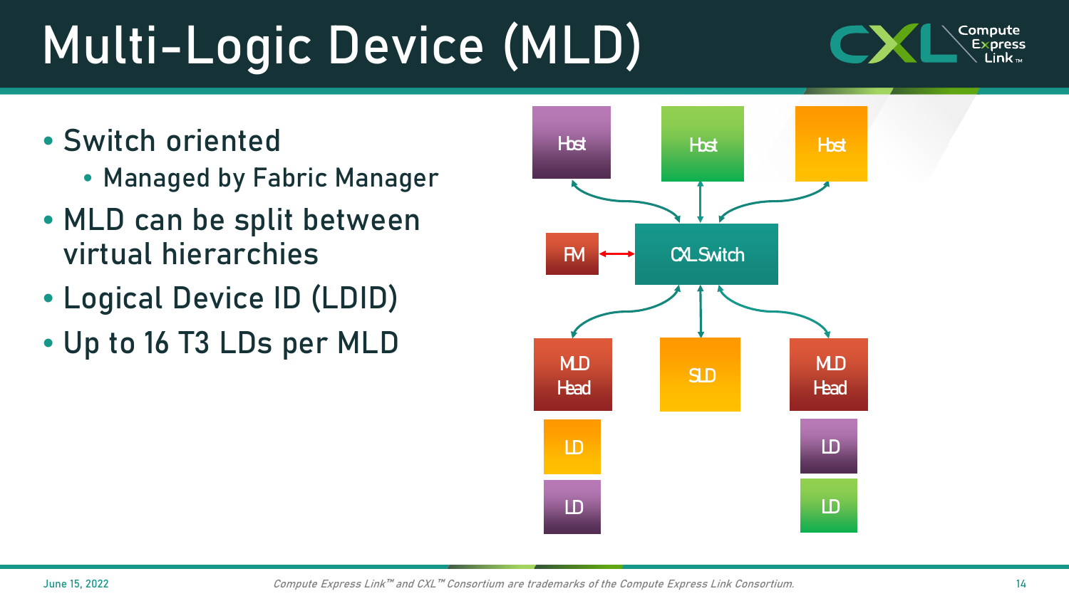# Multi-Logic Device (MLD)

- Switch oriented
  - Managed by Fabric Manager
- MLD can be split between virtual hierarchies
- Logical Device ID (LDID)
- Up to 16 T3 LDs per MLD

Host Host Host

FM CXL Switch

MLD Head SLD MLD Head

LD LD

LD LD

Compute Express Link™ and CXL™ Consortium are trademarks of the Compute Express Link Consortium.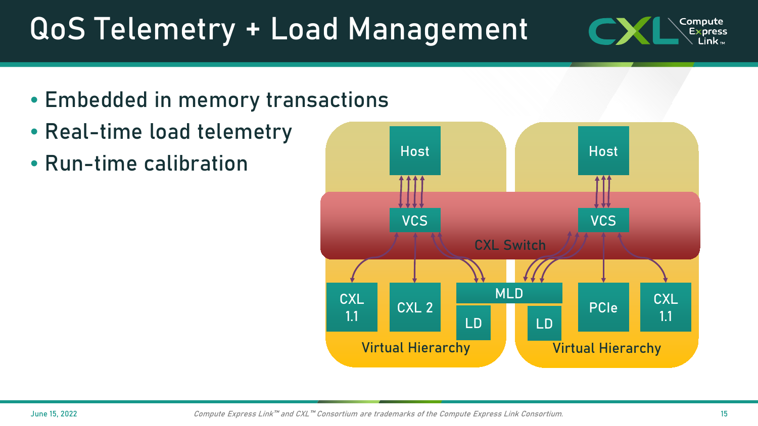# QoS Telemetry + Load Management

- Embedded in memory transactions
- Real-time load telemetry
- Run-time calibration

Host | Host

VCS | VCS

CXL Switch

CXL 1.1 | CXL 2 | MLD | LD | LD | PCIe | CXL 1.1

Virtual Hierarchy | Virtual Hierarchy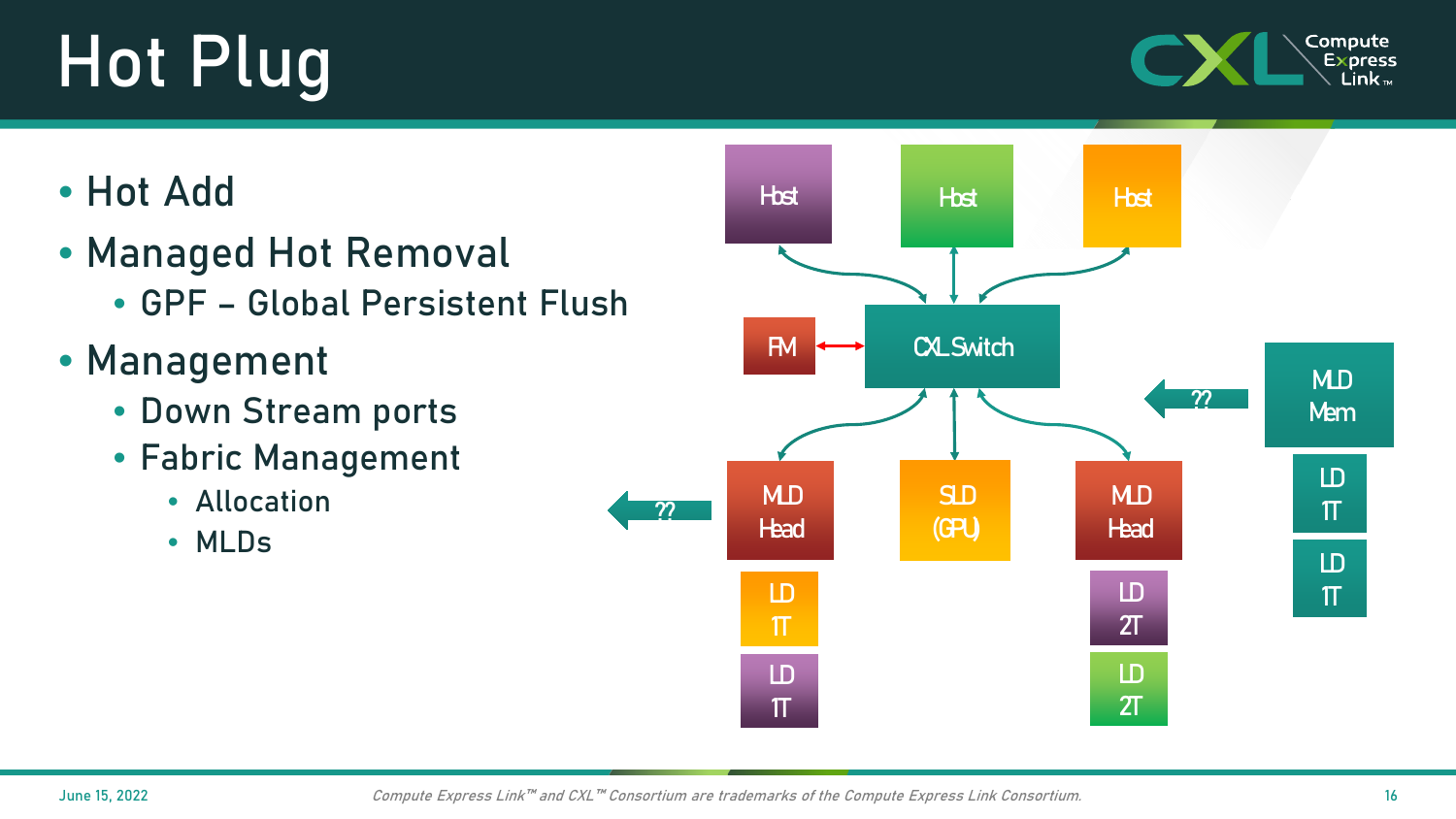# Hot Plug

- Hot Add
- Managed Hot Removal
  - GPF – Global Persistent Flush
- Management
  - Down Stream ports
  - Fabric Management
    - Allocation
    - MLDs

Host | Host | Host

FM — CXL Switch

MLD Head: LD 1T, LD 1T

SLD (GPU)

MLD Head: LD 2T, LD 2T

MLD Mem: LD 1T, LD 1T

??

??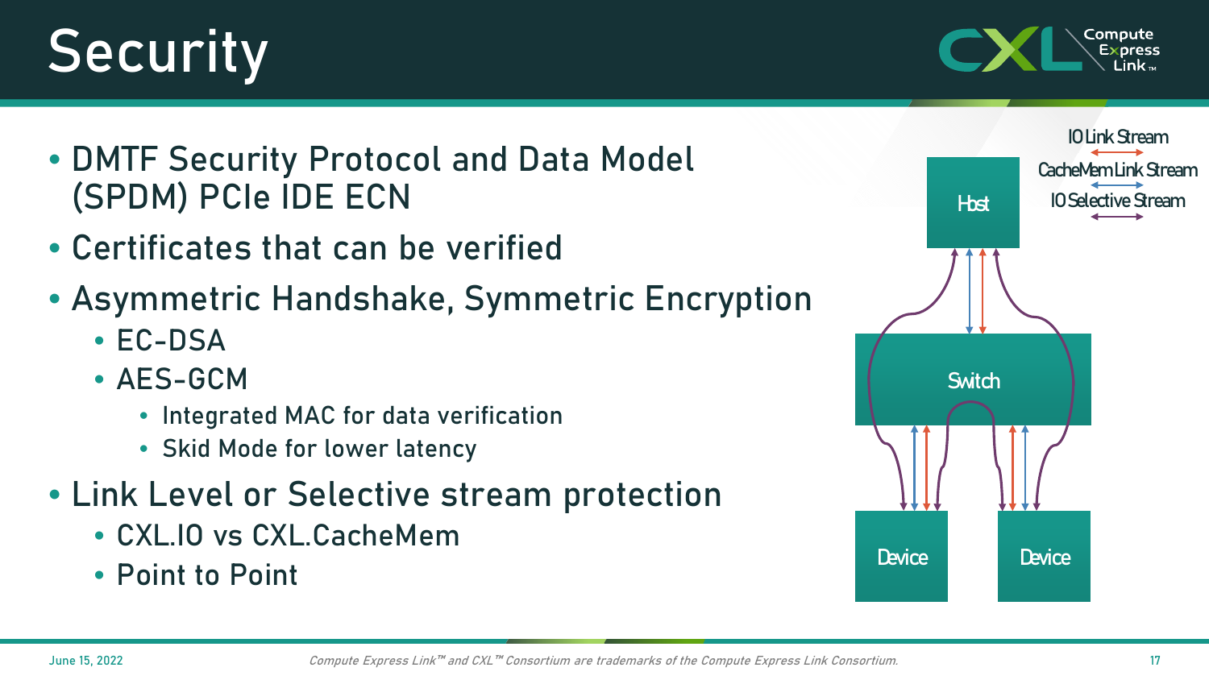# Security

- DMTF Security Protocol and Data Model (SPDM) PCIe IDE ECN
- Certificates that can be verified
- Asymmetric Handshake, Symmetric Encryption
  - EC-DSA
  - AES-GCM
    - Integrated MAC for data verification
    - Skid Mode for lower latency
- Link Level or Selective stream protection
  - CXL.IO vs CXL.CacheMem
  - Point to Point

IO Link Stream

CacheMem Link Stream

IO Selective Stream

Host

Switch

Device

Device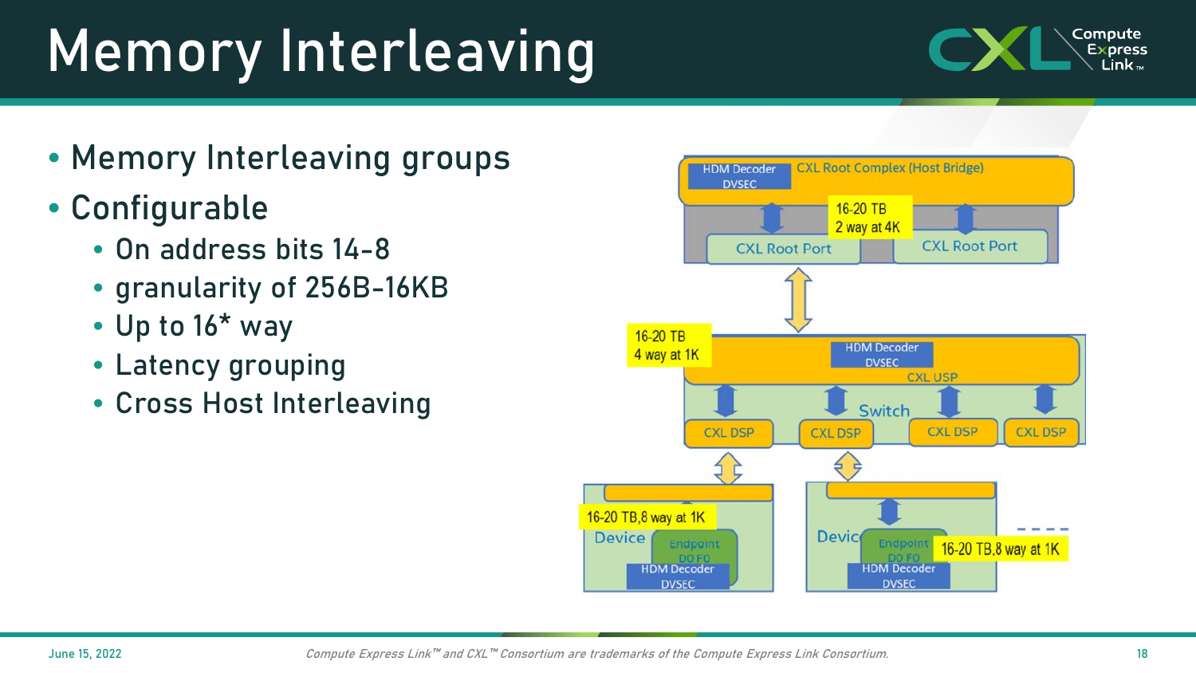# Memory Interleaving

- Memory Interleaving groups
- Configurable
  - On address bits 14-8
  - granularity of 256B-16KB
  - Up to 16* way
  - Latency grouping
  - Cross Host Interleaving

HDM Decoder DVSEC | CXL Root Complex (Host Bridge)

16-20 TB
2 way at 4K

CXL Root Port | CXL Root Port

16-20 TB
4 way at 1K

HDM Decoder DVSEC

CXL USP

Switch

CXL DSP | CXL DSP | CXL DSP | CXL DSP

16-20 TB,8 way at 1K

Device | Endpoint D0 F0 | HDM Decoder DVSEC

Devic | Endpoint D0 F0 | HDM Decoder DVSEC

16-20 TB,8 way at 1K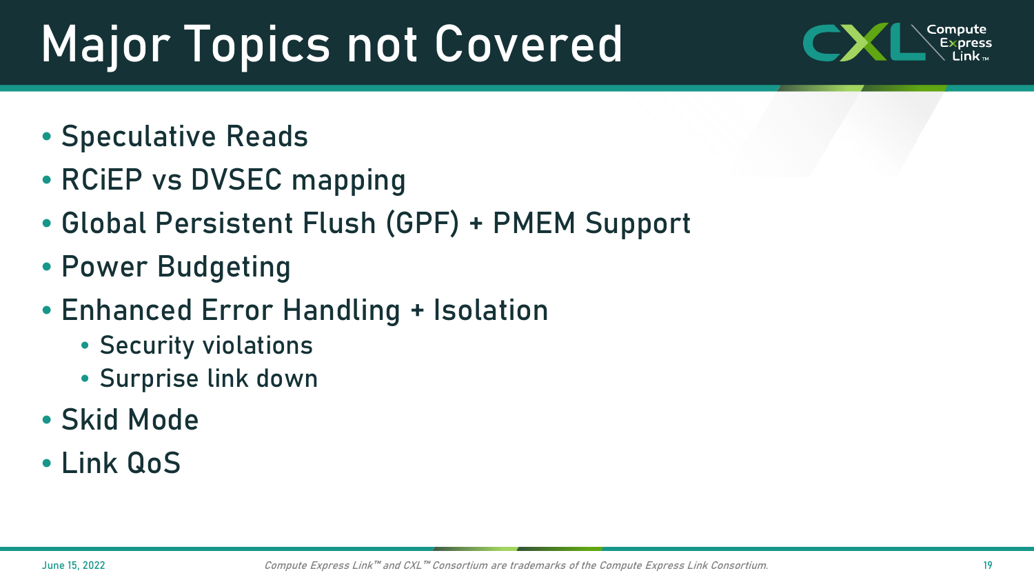# Major Topics not Covered

- Speculative Reads
- RCiEP vs DVSEC mapping
- Global Persistent Flush (GPF) + PMEM Support
- Power Budgeting
- Enhanced Error Handling + Isolation
  - Security violations
  - Surprise link down
- Skid Mode
- Link QoS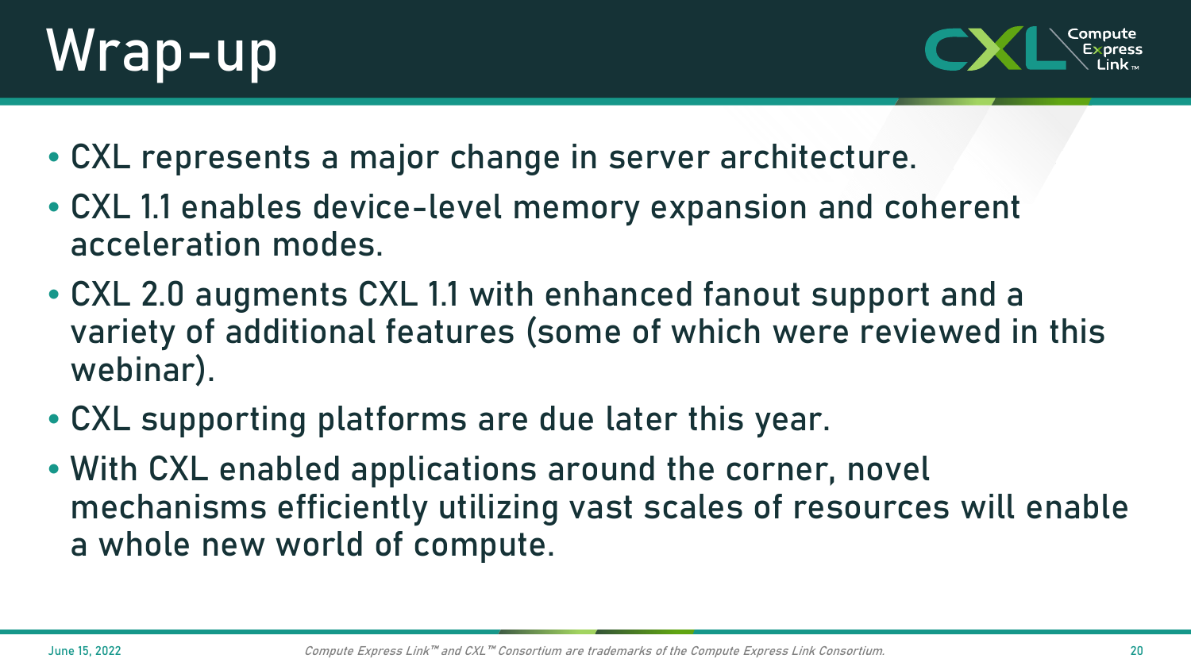# Wrap-up

- CXL represents a major change in server architecture.
- CXL 1.1 enables device-level memory expansion and coherent acceleration modes.
- CXL 2.0 augments CXL 1.1 with enhanced fanout support and a variety of additional features (some of which were reviewed in this webinar).
- CXL supporting platforms are due later this year.
- With CXL enabled applications around the corner, novel mechanisms efficiently utilizing vast scales of resources will enable a whole new world of compute.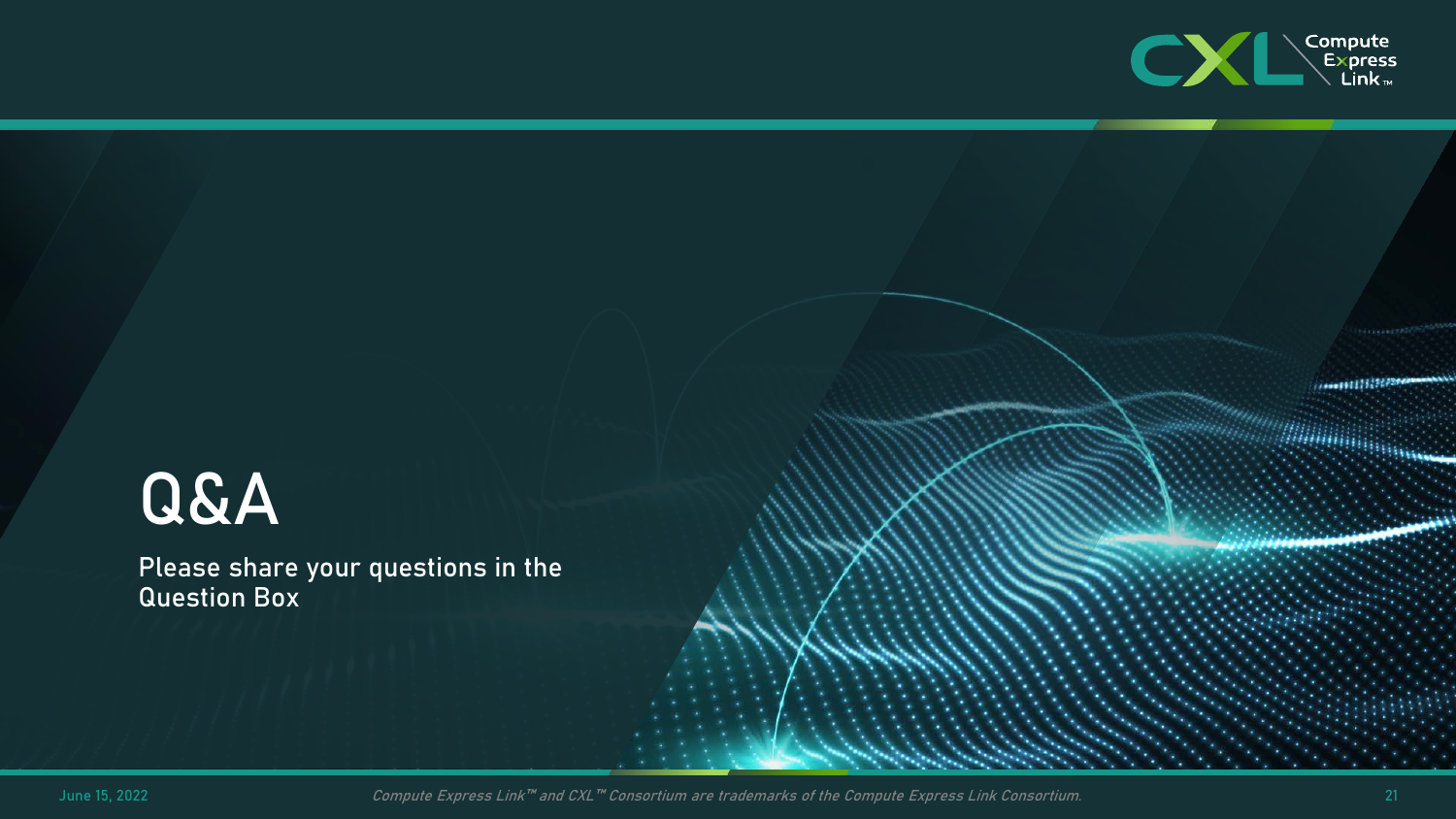# Q&A

Please share your questions in the Question Box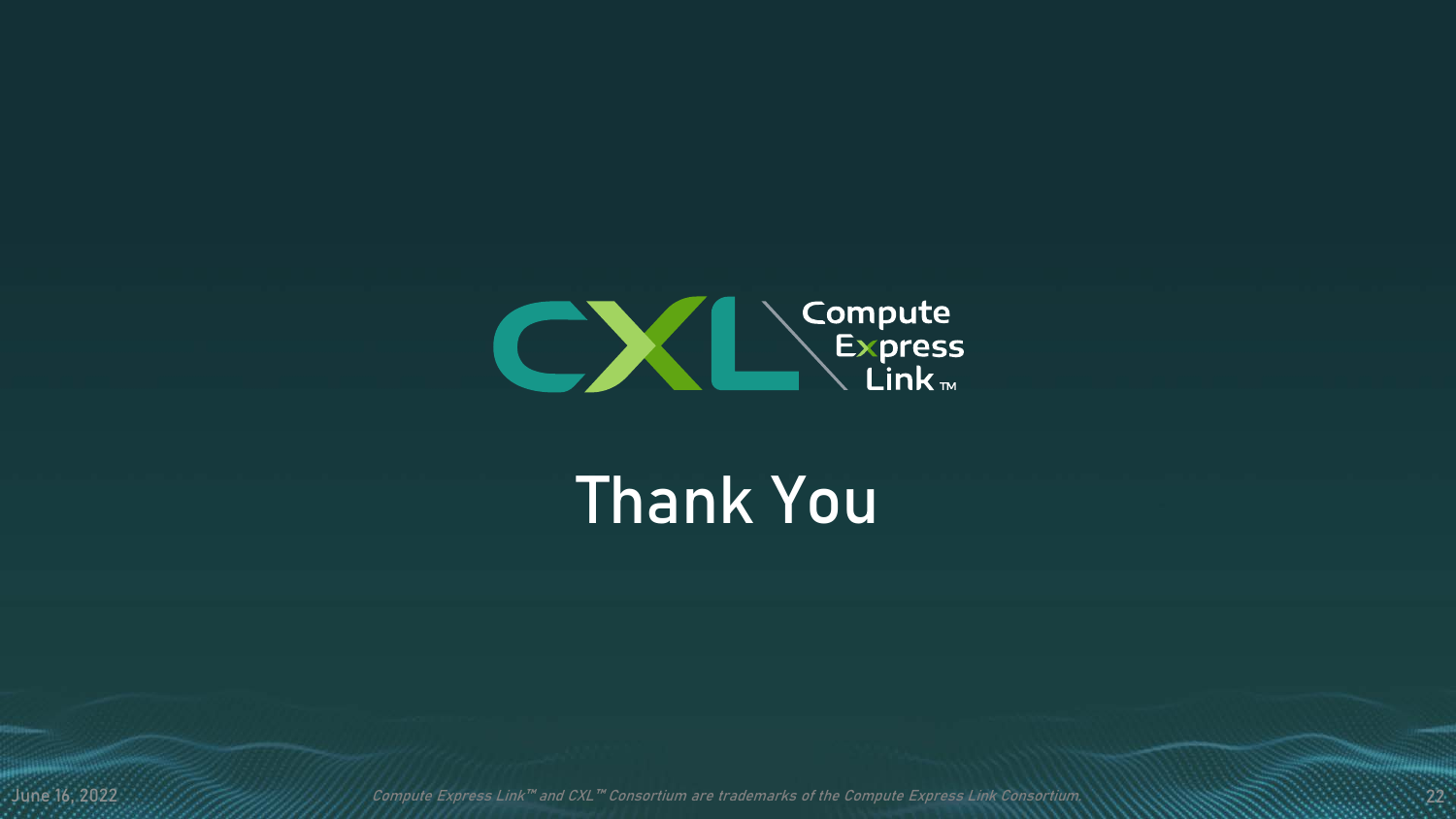Compute Express Link™

# Thank You

*Compute Express Link™ and CXL™ Consortium are trademarks of the Compute Express Link Consortium.*